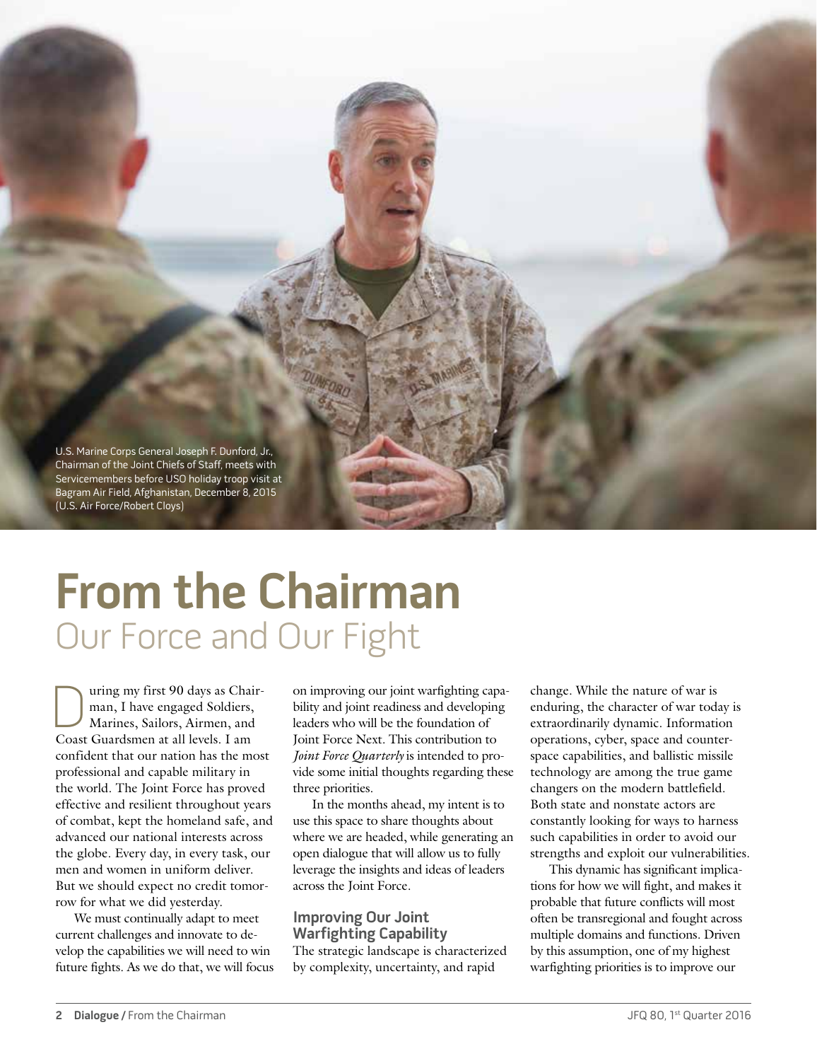U.S. Marine Corps General Joseph F. Dunford, Jr., Chairman of the Joint Chiefs of Staff, meets with Servicemembers before USO holiday troop visit at Bagram Air Field, Afghanistan, December 8, 2015 (U.S. Air Force/Robert Cloys)

# From the Chairman

## Our Force and Our Fight

During my first 90 days as Chairman, I have engaged Soldiers, Marines, Sailors, Airmen, and Coast Guardsmen at all levels. I am confident that our nation has the most professional and capable military in the world. The Joint Force has proved effective and resilient throughout years of combat, kept the homeland safe, and advanced our national interests across the globe. Every day, in every task, our men and women in uniform deliver. But we should expect no credit tomorrow for what we did yesterday.

We must continually adapt to meet current challenges and innovate to develop the capabilities we will need to win future fights. As we do that, we will focus on improving our joint warfighting capability and joint readiness and developing leaders who will be the foundation of Joint Force Next. This contribution to *Joint Force Quarterly* is intended to provide some initial thoughts regarding these three priorities.

In the months ahead, my intent is to use this space to share thoughts about where we are headed, while generating an open dialogue that will allow us to fully leverage the insights and ideas of leaders across the Joint Force.

### Improving Our Joint Warfighting Capability

The strategic landscape is characterized by complexity, uncertainty, and rapid change. While the nature of war is enduring, the character of war today is extraordinarily dynamic. Information operations, cyber, space and counterspace capabilities, and ballistic missile technology are among the true game changers on the modern battlefield. Both state and nonstate actors are constantly looking for ways to harness such capabilities in order to avoid our strengths and exploit our vulnerabilities.

This dynamic has significant implications for how we will fight, and makes it probable that future conflicts will most often be transregional and fought across multiple domains and functions. Driven by this assumption, one of my highest warfighting priorities is to improve our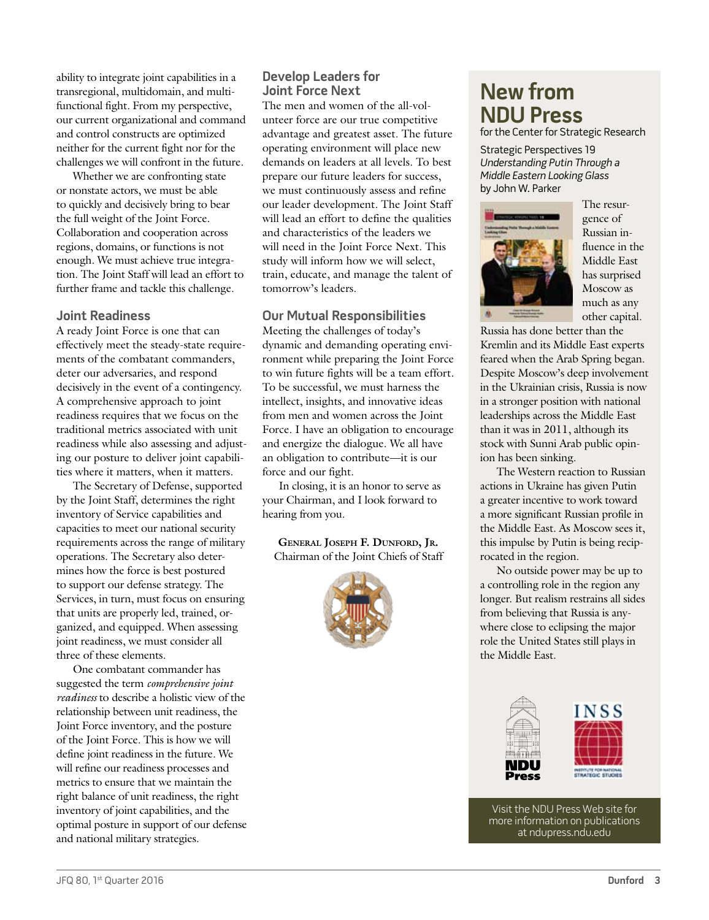ability to integrate joint capabilities in a transregional, multidomain, and multifunctional fight. From my perspective, our current organizational and command and control constructs are optimized neither for the current fight nor for the challenges we will confront in the future.

Whether we are confronting state or nonstate actors, we must be able to quickly and decisively bring to bear the full weight of the Joint Force. Collaboration and cooperation across regions, domains, or functions is not enough. We must achieve true integration. The Joint Staff will lead an effort to further frame and tackle this challenge.

## Joint Readiness

A ready Joint Force is one that can effectively meet the steady-state requirements of the combatant commanders, deter our adversaries, and respond decisively in the event of a contingency. A comprehensive approach to joint readiness requires that we focus on the traditional metrics associated with unit readiness while also assessing and adjusting our posture to deliver joint capabilities where it matters, when it matters.

The Secretary of Defense, supported by the Joint Staff, determines the right inventory of Service capabilities and capacities to meet our national security requirements across the range of military operations. The Secretary also determines how the force is best postured to support our defense strategy. The Services, in turn, must focus on ensuring that units are properly led, trained, organized, and equipped. When assessing joint readiness, we must consider all three of these elements.

One combatant commander has suggested the term *comprehensive joint readiness* to describe a holistic view of the relationship between unit readiness, the Joint Force inventory, and the posture of the Joint Force. This is how we will define joint readiness in the future. We will refine our readiness processes and metrics to ensure that we maintain the right balance of unit readiness, the right inventory of joint capabilities, and the optimal posture in support of our defense and national military strategies.

## Develop Leaders for Joint Force Next

The men and women of the all-volunteer force are our true competitive advantage and greatest asset. The future operating environment will place new demands on leaders at all levels. To best prepare our future leaders for success, we must continuously assess and refine our leader development. The Joint Staff will lead an effort to define the qualities and characteristics of the leaders we will need in the Joint Force Next. This study will inform how we will select, train, educate, and manage the talent of tomorrow's leaders.

## Our Mutual Responsibilities

Meeting the challenges of today's dynamic and demanding operating environment while preparing the Joint Force to win future fights will be a team effort. To be successful, we must harness the intellect, insights, and innovative ideas from men and women across the Joint Force. I have an obligation to encourage and energize the dialogue. We all have an obligation to contribute—it is our force and our fight.

In closing, it is an honor to serve as your Chairman, and I look forward to hearing from you.

**General Joseph F. Dunford, Jr.**
Chairman of the Joint Chiefs of Staff

## New from NDU Press

for the Center for Strategic Research

Strategic Perspectives 19
*Understanding Putin Through a Middle Eastern Looking Glass*
by John W. Parker

The resurgence of Russian influence in the Middle East has surprised Moscow as much as any other capital. Russia has done better than the Kremlin and its Middle East experts feared when the Arab Spring began. Despite Moscow's deep involvement in the Ukrainian crisis, Russia is now in a stronger position with national leaderships across the Middle East than it was in 2011, although its stock with Sunni Arab public opinion has been sinking.

The Western reaction to Russian actions in Ukraine has given Putin a greater incentive to work toward a more significant Russian profile in the Middle East. As Moscow sees it, this impulse by Putin is being reciprocated in the region.

No outside power may be up to a controlling role in the region any longer. But realism restrains all sides from believing that Russia is anywhere close to eclipsing the major role the United States still plays in the Middle East.

Visit the NDU Press Web site for more information on publications at ndupress.ndu.edu